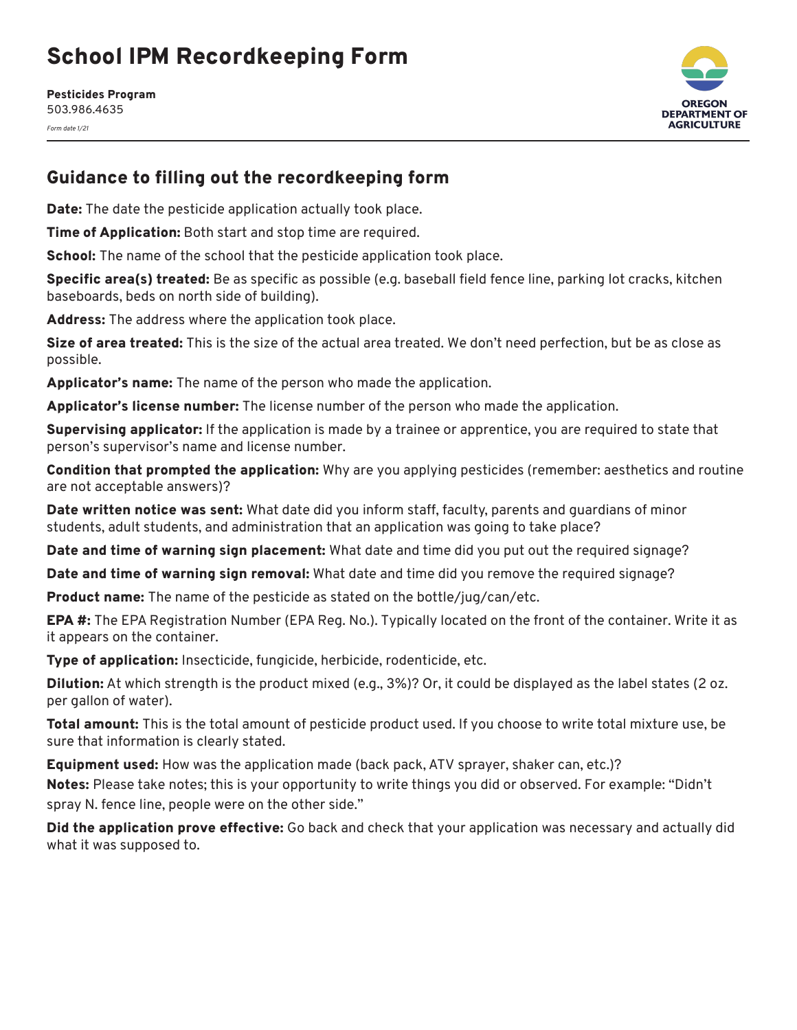# School IPM Recordkeeping Form

**Pesticides Program**
503.986.4635

*Form date 1/21*

OREGON DEPARTMENT OF AGRICULTURE

## Guidance to filling out the recordkeeping form

**Date:** The date the pesticide application actually took place.

**Time of Application:** Both start and stop time are required.

**School:** The name of the school that the pesticide application took place.

**Specific area(s) treated:** Be as specific as possible (e.g. baseball field fence line, parking lot cracks, kitchen baseboards, beds on north side of building).

**Address:** The address where the application took place.

**Size of area treated:** This is the size of the actual area treated. We don't need perfection, but be as close as possible.

**Applicator's name:** The name of the person who made the application.

**Applicator's license number:** The license number of the person who made the application.

**Supervising applicator:** If the application is made by a trainee or apprentice, you are required to state that person's supervisor's name and license number.

**Condition that prompted the application:** Why are you applying pesticides (remember: aesthetics and routine are not acceptable answers)?

**Date written notice was sent:** What date did you inform staff, faculty, parents and guardians of minor students, adult students, and administration that an application was going to take place?

**Date and time of warning sign placement:** What date and time did you put out the required signage?

**Date and time of warning sign removal:** What date and time did you remove the required signage?

**Product name:** The name of the pesticide as stated on the bottle/jug/can/etc.

**EPA #:** The EPA Registration Number (EPA Reg. No.). Typically located on the front of the container. Write it as it appears on the container.

**Type of application:** Insecticide, fungicide, herbicide, rodenticide, etc.

**Dilution:** At which strength is the product mixed (e.g., 3%)? Or, it could be displayed as the label states (2 oz. per gallon of water).

**Total amount:** This is the total amount of pesticide product used. If you choose to write total mixture use, be sure that information is clearly stated.

**Equipment used:** How was the application made (back pack, ATV sprayer, shaker can, etc.)?

**Notes:** Please take notes; this is your opportunity to write things you did or observed. For example: "Didn't spray N. fence line, people were on the other side."

**Did the application prove effective:** Go back and check that your application was necessary and actually did what it was supposed to.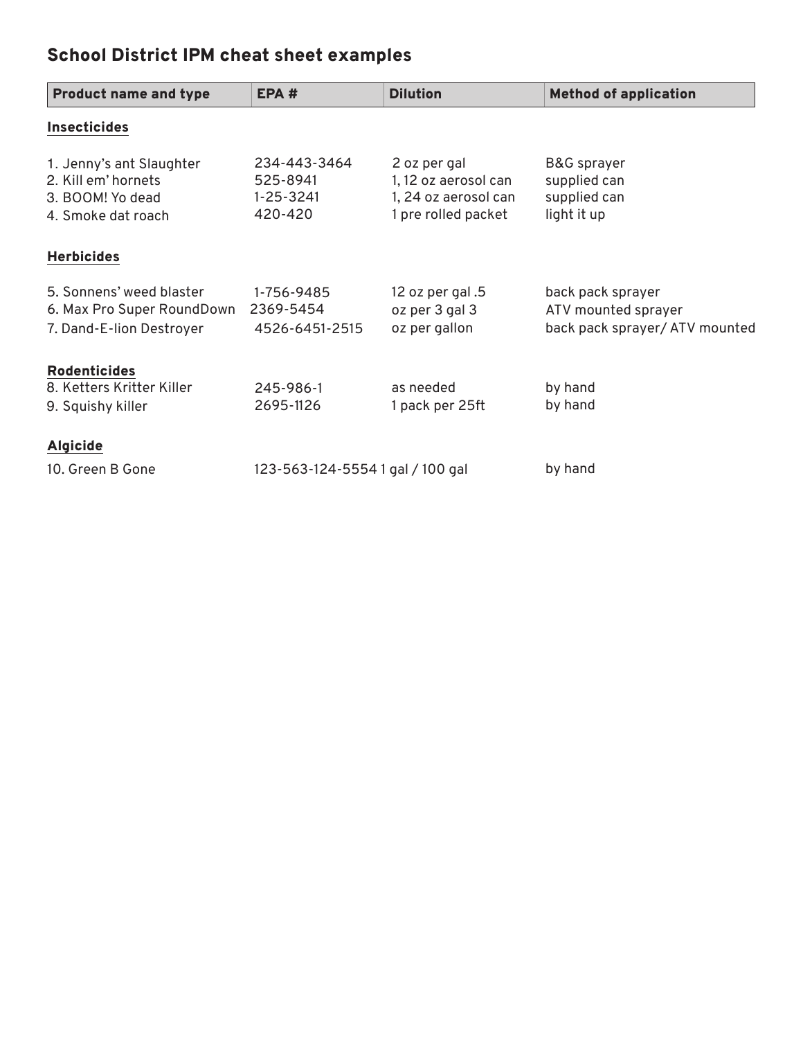## School District IPM cheat sheet examples

| Product name and type | EPA # | Dilution | Method of application |
|---|---|---|---|
| **Insecticides** | | | |
| 1. Jenny's ant Slaughter | 234-443-3464 | 2 oz per gal | B&G sprayer |
| 2. Kill em' hornets | 525-8941 | 1, 12 oz aerosol can | supplied can |
| 3. BOOM! Yo dead | 1-25-3241 | 1, 24 oz aerosol can | supplied can |
| 4. Smoke dat roach | 420-420 | 1 pre rolled packet | light it up |
| **Herbicides** | | | |
| 5. Sonnens' weed blaster | 1-756-9485 | 12 oz per gal .5 | back pack sprayer |
| 6. Max Pro Super RoundDown | 2369-5454 | oz per 3 gal 3 | ATV mounted sprayer |
| 7. Dand-E-lion Destroyer | 4526-6451-2515 | oz per gallon | back pack sprayer/ ATV mounted |
| **Rodenticides** | | | |
| 8. Ketters Kritter Killer | 245-986-1 | as needed | by hand |
| 9. Squishy killer | 2695-1126 | 1 pack per 25ft | by hand |
| **Algicide** | | | |
| 10. Green B Gone | 123-563-124-5554 | 1 gal / 100 gal | by hand |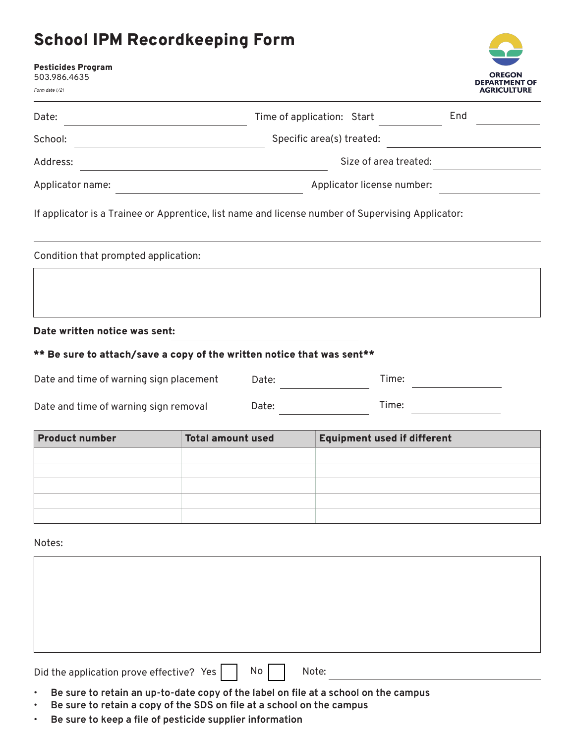# School IPM Recordkeeping Form

**Pesticides Program**
503.986.4635

*Form date 1/21*

OREGON DEPARTMENT OF AGRICULTURE

Date: ______________________ Time of application: Start __________ End __________

School: ______________________ Specific area(s) treated: ______________________

Address: ______________________ Size of area treated: ______________________

Applicator name: ______________________ Applicator license number: ______________________

If applicator is a Trainee or Apprentice, list name and license number of Supervising Applicator:

______________________________________________

Condition that prompted application:

**Date written notice was sent:** ______________________

**\*\* Be sure to attach/save a copy of the written notice that was sent\*\***

Date and time of warning sign placement Date: __________ Time: __________

Date and time of warning sign removal Date: __________ Time: __________

| Product number | Total amount used | Equipment used if different |
|---|---|---|
| | | |
| | | |
| | | |
| | | |
| | | |

Notes:

Did the application prove effective? Yes ☐ No ☐ Note: ______________________

- **Be sure to retain an up-to-date copy of the label on file at a school on the campus**
- **Be sure to retain a copy of the SDS on file at a school on the campus**
- **Be sure to keep a file of pesticide supplier information**